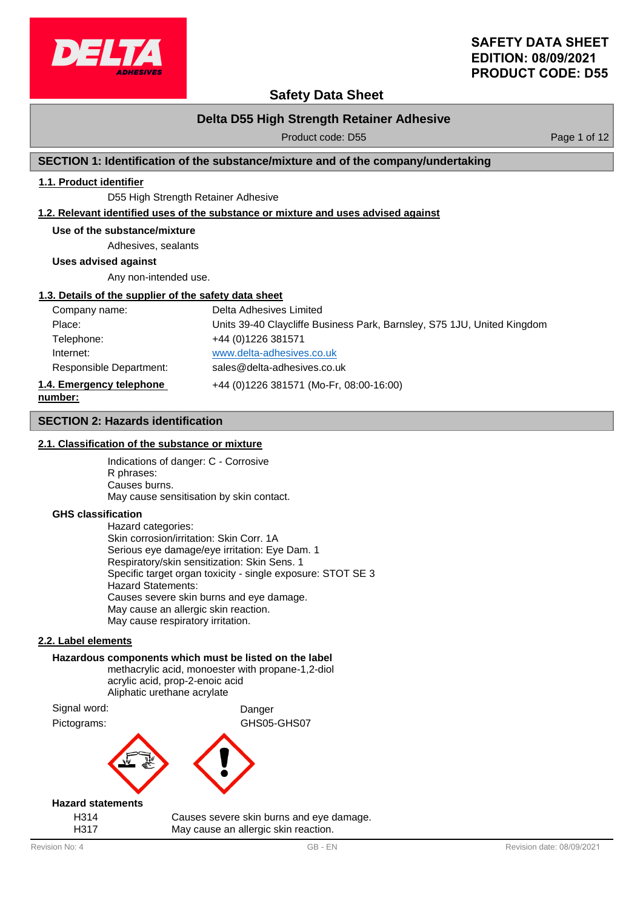# SAFETY DATA SHEET
# EDITION: 08/09/2021
# PRODUCT CODE: D55

## Safety Data Sheet

**Delta D55 High Strength Retainer Adhesive**

Product code: D55

## SECTION 1: Identification of the substance/mixture and of the company/undertaking

### 1.1. Product identifier

D55 High Strength Retainer Adhesive

### 1.2. Relevant identified uses of the substance or mixture and uses advised against

**Use of the substance/mixture**

Adhesives, sealants

**Uses advised against**

Any non-intended use.

### 1.3. Details of the supplier of the safety data sheet

| | |
|---|---|
| Company name: | Delta Adhesives Limited |
| Place: | Units 39-40 Claycliffe Business Park, Barnsley, S75 1JU, United Kingdom |
| Telephone: | +44 (0)1226 381571 |
| Internet: | www.delta-adhesives.co.uk |
| Responsible Department: | sales@delta-adhesives.co.uk |

### 1.4. Emergency telephone number:

+44 (0)1226 381571 (Mo-Fr, 08:00-16:00)

## SECTION 2: Hazards identification

### 2.1. Classification of the substance or mixture

Indications of danger: C - Corrosive
R phrases:
Causes burns.
May cause sensitisation by skin contact.

**GHS classification**

Hazard categories:
Skin corrosion/irritation: Skin Corr. 1A
Serious eye damage/eye irritation: Eye Dam. 1
Respiratory/skin sensitization: Skin Sens. 1
Specific target organ toxicity - single exposure: STOT SE 3
Hazard Statements:
Causes severe skin burns and eye damage.
May cause an allergic skin reaction.
May cause respiratory irritation.

### 2.2. Label elements

**Hazardous components which must be listed on the label**

methacrylic acid, monoester with propane-1,2-diol
acrylic acid, prop-2-enoic acid
Aliphatic urethane acrylate

Signal word: Danger

Pictograms: GHS05-GHS07

**Hazard statements**

| | |
|---|---|
| H314 | Causes severe skin burns and eye damage. |
| H317 | May cause an allergic skin reaction. |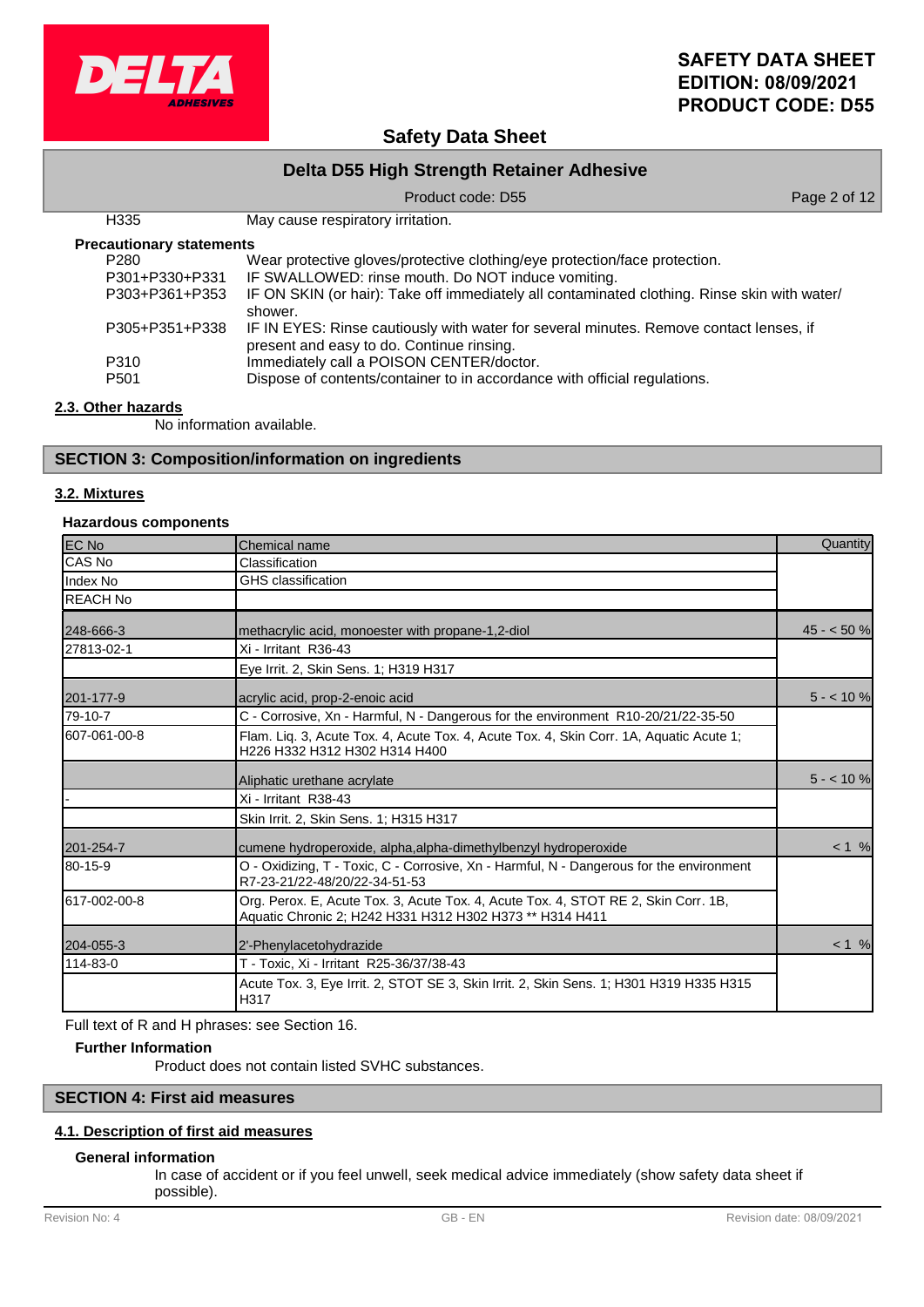| H335 | May cause respiratory irritation. |
|---|---|

**Precautionary statements**

| | |
|---|---|
| P280 | Wear protective gloves/protective clothing/eye protection/face protection. |
| P301+P330+P331 | IF SWALLOWED: rinse mouth. Do NOT induce vomiting. |
| P303+P361+P353 | IF ON SKIN (or hair): Take off immediately all contaminated clothing. Rinse skin with water/ shower. |
| P305+P351+P338 | IF IN EYES: Rinse cautiously with water for several minutes. Remove contact lenses, if present and easy to do. Continue rinsing. |
| P310 | Immediately call a POISON CENTER/doctor. |
| P501 | Dispose of contents/container to in accordance with official regulations. |

### 2.3. Other hazards

No information available.

## SECTION 3: Composition/information on ingredients

### 3.2. Mixtures

**Hazardous components**

| EC No<br>CAS No<br>Index No<br>REACH No | Chemical name<br>Classification<br>GHS classification | Quantity |
|---|---|---|
| 248-666-3 | methacrylic acid, monoester with propane-1,2-diol | 45 - < 50 % |
| 27813-02-1 | Xi - Irritant R36-43 | |
| | Eye Irrit. 2, Skin Sens. 1; H319 H317 | |
| 201-177-9 | acrylic acid, prop-2-enoic acid | 5 - < 10 % |
| 79-10-7 | C - Corrosive, Xn - Harmful, N - Dangerous for the environment R10-20/21/22-35-50 | |
| 607-061-00-8 | Flam. Liq. 3, Acute Tox. 4, Acute Tox. 4, Acute Tox. 4, Skin Corr. 1A, Aquatic Acute 1; H226 H332 H312 H302 H314 H400 | |
| | Aliphatic urethane acrylate | 5 - < 10 % |
| - | Xi - Irritant R38-43 | |
| | Skin Irrit. 2, Skin Sens. 1; H315 H317 | |
| 201-254-7 | cumene hydroperoxide, alpha,alpha-dimethylbenzyl hydroperoxide | < 1 % |
| 80-15-9 | O - Oxidizing, T - Toxic, C - Corrosive, Xn - Harmful, N - Dangerous for the environment R7-23-21/22-48/20/22-34-51-53 | |
| 617-002-00-8 | Org. Perox. E, Acute Tox. 3, Acute Tox. 4, Acute Tox. 4, STOT RE 2, Skin Corr. 1B, Aquatic Chronic 2; H242 H331 H312 H302 H373 ** H314 H411 | |
| 204-055-3 | 2'-Phenylacetohydrazide | < 1 % |
| 114-83-0 | T - Toxic, Xi - Irritant R25-36/37/38-43 | |
| | Acute Tox. 3, Eye Irrit. 2, STOT SE 3, Skin Irrit. 2, Skin Sens. 1; H301 H319 H335 H315 H317 | |

Full text of R and H phrases: see Section 16.

**Further Information**

Product does not contain listed SVHC substances.

## SECTION 4: First aid measures

### 4.1. Description of first aid measures

**General information**

In case of accident or if you feel unwell, seek medical advice immediately (show safety data sheet if possible).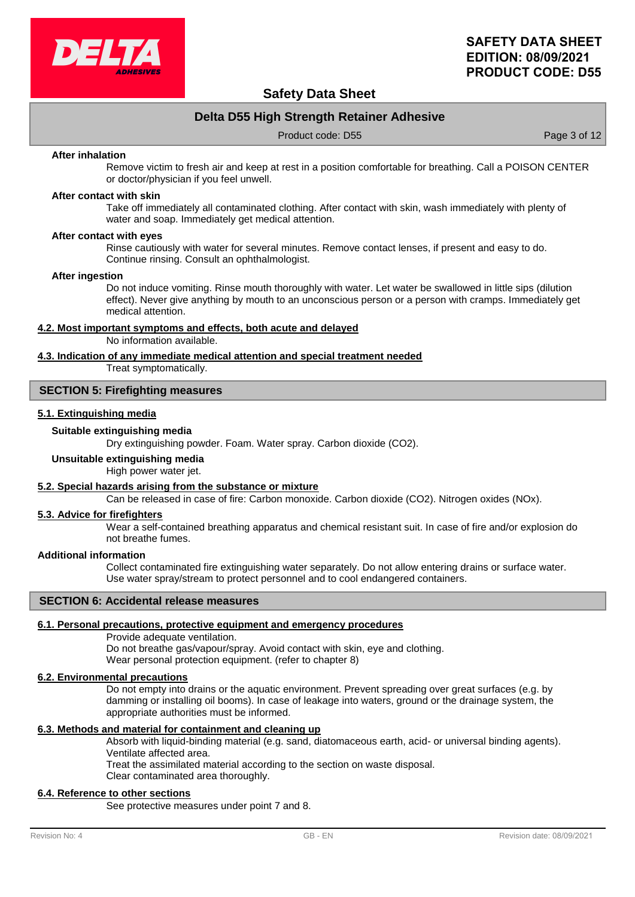#### After inhalation

Remove victim to fresh air and keep at rest in a position comfortable for breathing. Call a POISON CENTER or doctor/physician if you feel unwell.

#### After contact with skin

Take off immediately all contaminated clothing. After contact with skin, wash immediately with plenty of water and soap. Immediately get medical attention.

#### After contact with eyes

Rinse cautiously with water for several minutes. Remove contact lenses, if present and easy to do. Continue rinsing. Consult an ophthalmologist.

#### After ingestion

Do not induce vomiting. Rinse mouth thoroughly with water. Let water be swallowed in little sips (dilution effect). Never give anything by mouth to an unconscious person or a person with cramps. Immediately get medical attention.

### 4.2. Most important symptoms and effects, both acute and delayed

No information available.

### 4.3. Indication of any immediate medical attention and special treatment needed

Treat symptomatically.

## SECTION 5: Firefighting measures

### 5.1. Extinguishing media

#### Suitable extinguishing media

Dry extinguishing powder. Foam. Water spray. Carbon dioxide ($CO_2$).

#### Unsuitable extinguishing media

High power water jet.

### 5.2. Special hazards arising from the substance or mixture

Can be released in case of fire: Carbon monoxide. Carbon dioxide ($CO_2$). Nitrogen oxides ($NO_x$).

### 5.3. Advice for firefighters

Wear a self-contained breathing apparatus and chemical resistant suit. In case of fire and/or explosion do not breathe fumes.

#### Additional information

Collect contaminated fire extinguishing water separately. Do not allow entering drains or surface water. Use water spray/stream to protect personnel and to cool endangered containers.

## SECTION 6: Accidental release measures

### 6.1. Personal precautions, protective equipment and emergency procedures

Provide adequate ventilation.
Do not breathe gas/vapour/spray. Avoid contact with skin, eye and clothing.
Wear personal protection equipment. (refer to chapter 8)

### 6.2. Environmental precautions

Do not empty into drains or the aquatic environment. Prevent spreading over great surfaces (e.g. by damming or installing oil booms). In case of leakage into waters, ground or the drainage system, the appropriate authorities must be informed.

### 6.3. Methods and material for containment and cleaning up

Absorb with liquid-binding material (e.g. sand, diatomaceous earth, acid- or universal binding agents).
Ventilate affected area.
Treat the assimilated material according to the section on waste disposal.
Clear contaminated area thoroughly.

### 6.4. Reference to other sections

See protective measures under point 7 and 8.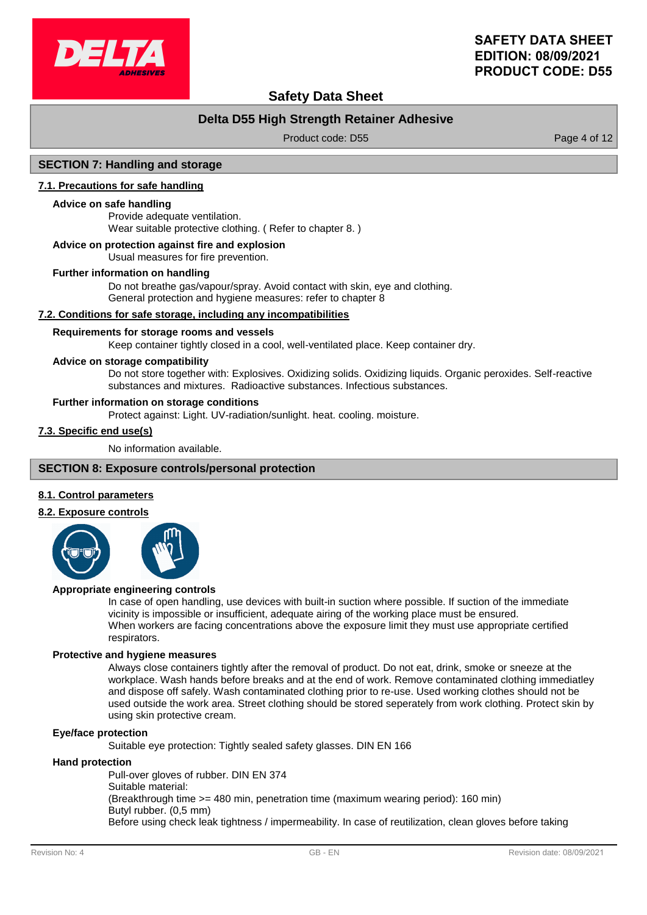## SECTION 7: Handling and storage

### 7.1. Precautions for safe handling

**Advice on safe handling**

Provide adequate ventilation.
Wear suitable protective clothing. ( Refer to chapter 8. )

**Advice on protection against fire and explosion**

Usual measures for fire prevention.

**Further information on handling**

Do not breathe gas/vapour/spray. Avoid contact with skin, eye and clothing.
General protection and hygiene measures: refer to chapter 8

### 7.2. Conditions for safe storage, including any incompatibilities

**Requirements for storage rooms and vessels**

Keep container tightly closed in a cool, well-ventilated place. Keep container dry.

**Advice on storage compatibility**

Do not store together with: Explosives. Oxidizing solids. Oxidizing liquids. Organic peroxides. Self-reactive substances and mixtures. Radioactive substances. Infectious substances.

**Further information on storage conditions**

Protect against: Light. UV-radiation/sunlight. heat. cooling. moisture.

### 7.3. Specific end use(s)

No information available.

## SECTION 8: Exposure controls/personal protection

### 8.1. Control parameters

### 8.2. Exposure controls

**Appropriate engineering controls**

In case of open handling, use devices with built-in suction where possible. If suction of the immediate vicinity is impossible or insufficient, adequate airing of the working place must be ensured.
When workers are facing concentrations above the exposure limit they must use appropriate certified respirators.

**Protective and hygiene measures**

Always close containers tightly after the removal of product. Do not eat, drink, smoke or sneeze at the workplace. Wash hands before breaks and at the end of work. Remove contaminated clothing immediatley and dispose off safely. Wash contaminated clothing prior to re-use. Used working clothes should not be used outside the work area. Street clothing should be stored seperately from work clothing. Protect skin by using skin protective cream.

**Eye/face protection**

Suitable eye protection: Tightly sealed safety glasses. DIN EN 166

**Hand protection**

Pull-over gloves of rubber. DIN EN 374
Suitable material:
(Breakthrough time >= 480 min, penetration time (maximum wearing period): 160 min)
Butyl rubber. (0,5 mm)
Before using check leak tightness / impermeability. In case of reutilization, clean gloves before taking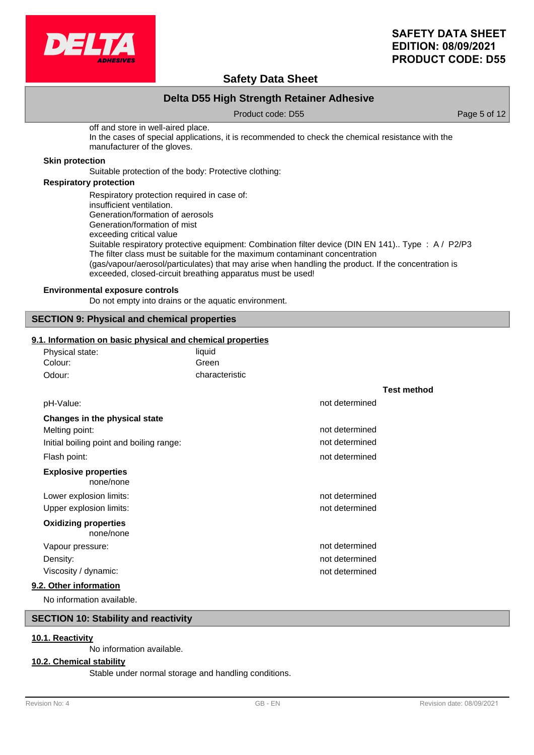off and store in well-aired place.
In the cases of special applications, it is recommended to check the chemical resistance with the manufacturer of the gloves.

**Skin protection**

Suitable protection of the body: Protective clothing:

**Respiratory protection**

Respiratory protection required in case of:
insufficient ventilation.
Generation/formation of aerosols
Generation/formation of mist
exceeding critical value
Suitable respiratory protective equipment: Combination filter device (DIN EN 141).. Type : A / P2/P3
The filter class must be suitable for the maximum contaminant concentration (gas/vapour/aerosol/particulates) that may arise when handling the product. If the concentration is exceeded, closed-circuit breathing apparatus must be used!

**Environmental exposure controls**

Do not empty into drains or the aquatic environment.

## SECTION 9: Physical and chemical properties

### 9.1. Information on basic physical and chemical properties

| | |
|---|---|
| Physical state: | liquid |
| Colour: | Green |
| Odour: | characteristic |

| | | Test method |
|---|---|---|
| pH-Value: | not determined | |
| **Changes in the physical state** | | |
| Melting point: | not determined | |
| Initial boiling point and boiling range: | not determined | |
| Flash point: | not determined | |

**Explosive properties**

none/none

| | | |
|---|---|---|
| Lower explosion limits: | not determined | |
| Upper explosion limits: | not determined | |

**Oxidizing properties**

none/none

| | | |
|---|---|---|
| Vapour pressure: | not determined | |
| Density: | not determined | |
| Viscosity / dynamic: | not determined | |

### 9.2. Other information

No information available.

## SECTION 10: Stability and reactivity

### 10.1. Reactivity

No information available.

### 10.2. Chemical stability

Stable under normal storage and handling conditions.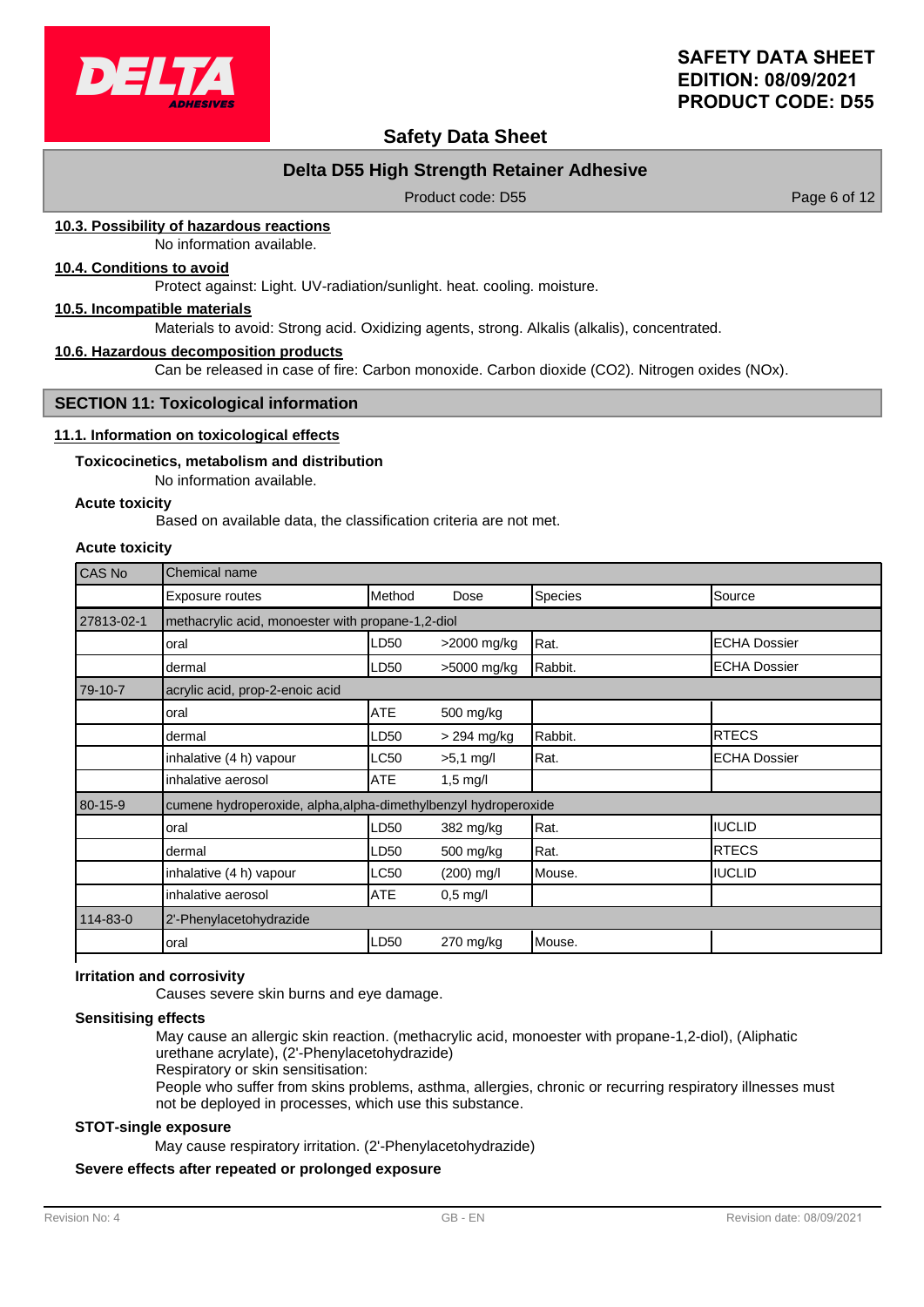### 10.3. Possibility of hazardous reactions

No information available.

### 10.4. Conditions to avoid

Protect against: Light. UV-radiation/sunlight. heat. cooling. moisture.

### 10.5. Incompatible materials

Materials to avoid: Strong acid. Oxidizing agents, strong. Alkalis (alkalis), concentrated.

### 10.6. Hazardous decomposition products

Can be released in case of fire: Carbon monoxide. Carbon dioxide ($CO_2$). Nitrogen oxides (NOx).

## SECTION 11: Toxicological information

### 11.1. Information on toxicological effects

**Toxicocinetics, metabolism and distribution**

No information available.

**Acute toxicity**

Based on available data, the classification criteria are not met.

**Acute toxicity**

| CAS No | Chemical name | | | | |
|---|---|---|---|---|---|
| | Exposure routes | Method | Dose | Species | Source |
| 27813-02-1 | methacrylic acid, monoester with propane-1,2-diol | | | | |
| | oral | LD50 | >2000 mg/kg | Rat. | ECHA Dossier |
| | dermal | LD50 | >5000 mg/kg | Rabbit. | ECHA Dossier |
| 79-10-7 | acrylic acid, prop-2-enoic acid | | | | |
| | oral | ATE | 500 mg/kg | | |
| | dermal | LD50 | > 294 mg/kg | Rabbit. | RTECS |
| | inhalative (4 h) vapour | LC50 | >5,1 mg/l | Rat. | ECHA Dossier |
| | inhalative aerosol | ATE | 1,5 mg/l | | |
| 80-15-9 | cumene hydroperoxide, alpha,alpha-dimethylbenzyl hydroperoxide | | | | |
| | oral | LD50 | 382 mg/kg | Rat. | IUCLID |
| | dermal | LD50 | 500 mg/kg | Rat. | RTECS |
| | inhalative (4 h) vapour | LC50 | (200) mg/l | Mouse. | IUCLID |
| | inhalative aerosol | ATE | 0,5 mg/l | | |
| 114-83-0 | 2'-Phenylacetohydrazide | | | | |
| | oral | LD50 | 270 mg/kg | Mouse. | |

**Irritation and corrosivity**

Causes severe skin burns and eye damage.

**Sensitising effects**

May cause an allergic skin reaction. (methacrylic acid, monoester with propane-1,2-diol), (Aliphatic urethane acrylate), (2'-Phenylacetohydrazide)
Respiratory or skin sensitisation:
People who suffer from skins problems, asthma, allergies, chronic or recurring respiratory illnesses must not be deployed in processes, which use this substance.

**STOT-single exposure**

May cause respiratory irritation. (2'-Phenylacetohydrazide)

**Severe effects after repeated or prolonged exposure**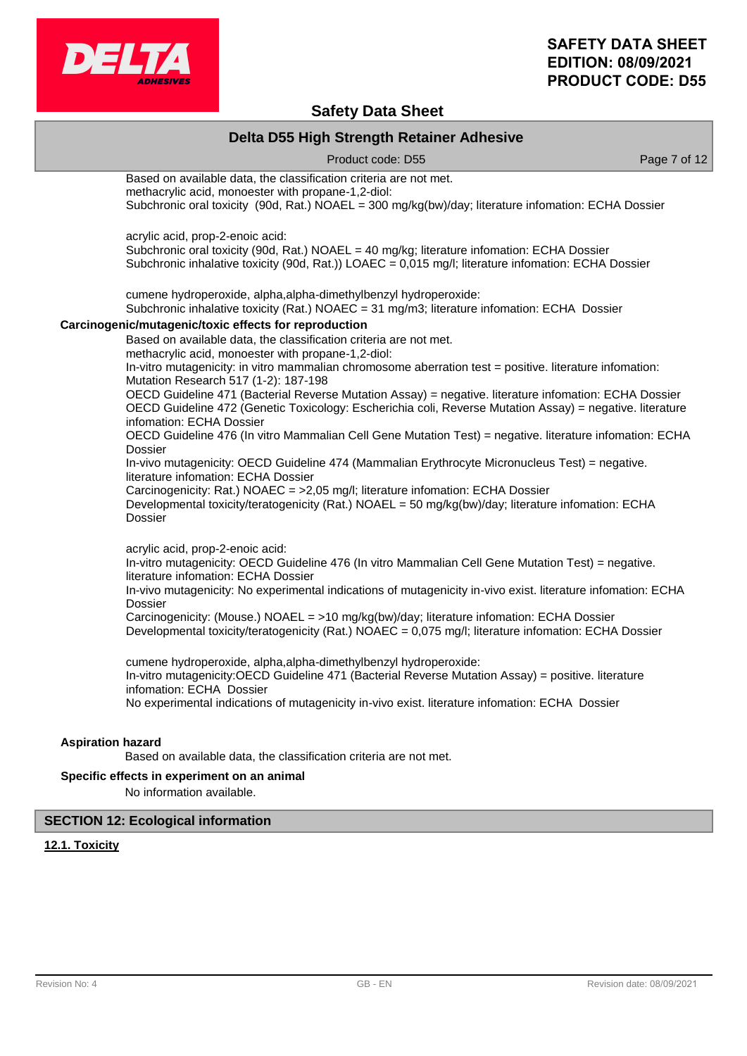Based on available data, the classification criteria are not met.

methacrylic acid, monoester with propane-1,2-diol:

Subchronic oral toxicity (90d, Rat.) NOAEL = 300 mg/kg(bw)/day; literature infomation: ECHA Dossier

acrylic acid, prop-2-enoic acid:

Subchronic oral toxicity (90d, Rat.) NOAEL = 40 mg/kg; literature infomation: ECHA Dossier

Subchronic inhalative toxicity (90d, Rat.)) LOAEC = 0,015 mg/l; literature infomation: ECHA Dossier

cumene hydroperoxide, alpha,alpha-dimethylbenzyl hydroperoxide:

Subchronic inhalative toxicity (Rat.) NOAEC = 31 mg/m3; literature infomation: ECHA Dossier

**Carcinogenic/mutagenic/toxic effects for reproduction**

Based on available data, the classification criteria are not met.

methacrylic acid, monoester with propane-1,2-diol:

In-vitro mutagenicity: in vitro mammalian chromosome aberration test = positive. literature infomation: Mutation Research 517 (1-2): 187-198

OECD Guideline 471 (Bacterial Reverse Mutation Assay) = negative. literature infomation: ECHA Dossier

OECD Guideline 472 (Genetic Toxicology: Escherichia coli, Reverse Mutation Assay) = negative. literature infomation: ECHA Dossier

OECD Guideline 476 (In vitro Mammalian Cell Gene Mutation Test) = negative. literature infomation: ECHA Dossier

In-vivo mutagenicity: OECD Guideline 474 (Mammalian Erythrocyte Micronucleus Test) = negative. literature infomation: ECHA Dossier

Carcinogenicity: Rat.) NOAEC = >2,05 mg/l; literature infomation: ECHA Dossier

Developmental toxicity/teratogenicity (Rat.) NOAEL = 50 mg/kg(bw)/day; literature infomation: ECHA Dossier

acrylic acid, prop-2-enoic acid:

In-vitro mutagenicity: OECD Guideline 476 (In vitro Mammalian Cell Gene Mutation Test) = negative. literature infomation: ECHA Dossier

In-vivo mutagenicity: No experimental indications of mutagenicity in-vivo exist. literature infomation: ECHA Dossier

Carcinogenicity: (Mouse.) NOAEL = >10 mg/kg(bw)/day; literature infomation: ECHA Dossier

Developmental toxicity/teratogenicity (Rat.) NOAEC = 0,075 mg/l; literature infomation: ECHA Dossier

cumene hydroperoxide, alpha,alpha-dimethylbenzyl hydroperoxide:

In-vitro mutagenicity:OECD Guideline 471 (Bacterial Reverse Mutation Assay) = positive. literature infomation: ECHA Dossier

No experimental indications of mutagenicity in-vivo exist. literature infomation: ECHA Dossier

**Aspiration hazard**

Based on available data, the classification criteria are not met.

**Specific effects in experiment on an animal**

No information available.

## SECTION 12: Ecological information

**12.1. Toxicity**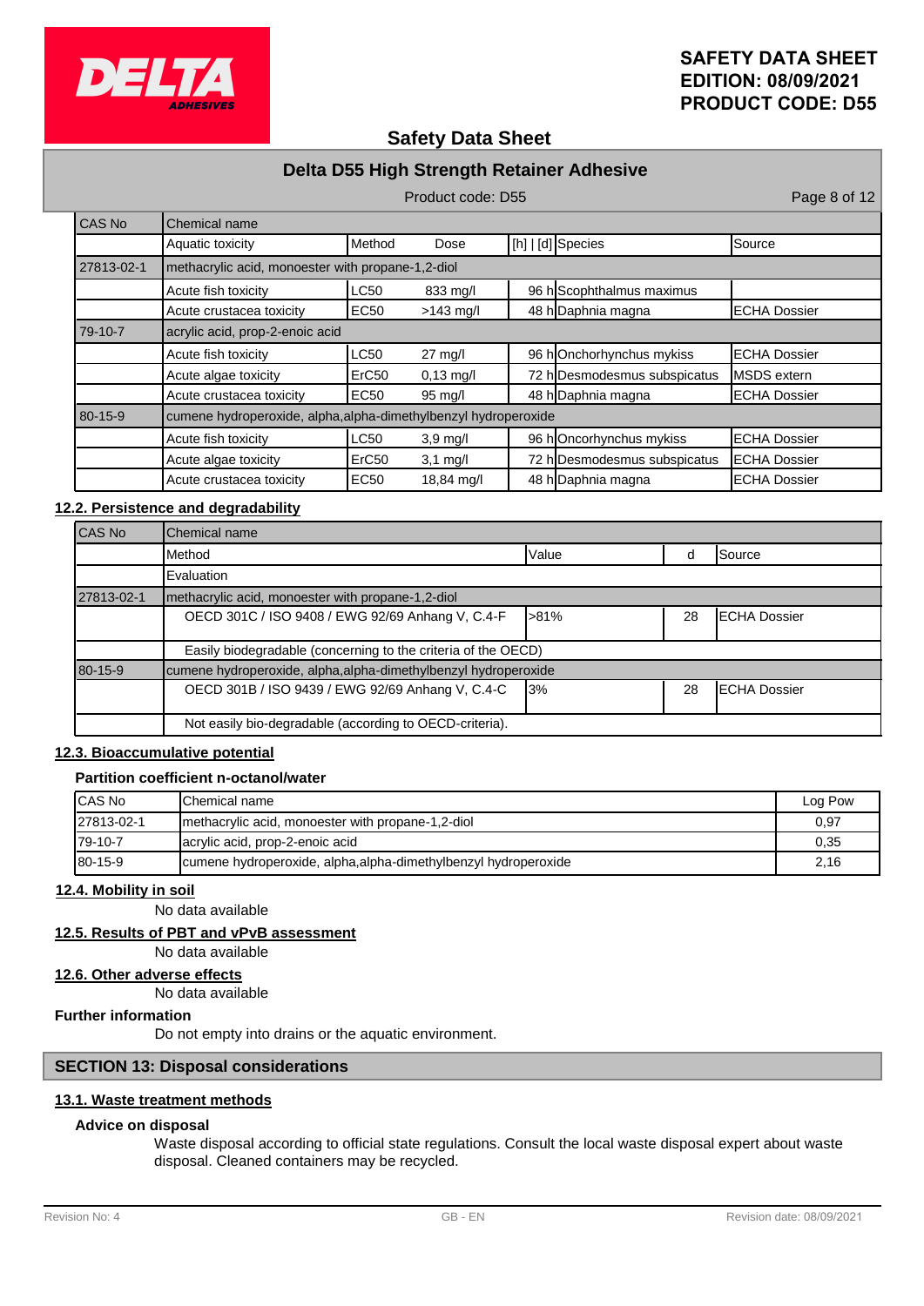| CAS No | Chemical name | | | | | |
|---|---|---|---|---|---|---|
| | Aquatic toxicity | Method | Dose | [h] \| [d] | Species | Source |
| 27813-02-1 | methacrylic acid, monoester with propane-1,2-diol | | | | | |
| | Acute fish toxicity | LC50 | 833 mg/l | 96 h | Scophthalmus maximus | |
| | Acute crustacea toxicity | EC50 | >143 mg/l | 48 h | Daphnia magna | ECHA Dossier |
| 79-10-7 | acrylic acid, prop-2-enoic acid | | | | | |
| | Acute fish toxicity | LC50 | 27 mg/l | 96 h | Onchorhynchus mykiss | ECHA Dossier |
| | Acute algae toxicity | ErC50 | 0,13 mg/l | 72 h | Desmodesmus subspicatus | MSDS extern |
| | Acute crustacea toxicity | EC50 | 95 mg/l | 48 h | Daphnia magna | ECHA Dossier |
| 80-15-9 | cumene hydroperoxide, alpha,alpha-dimethylbenzyl hydroperoxide | | | | | |
| | Acute fish toxicity | LC50 | 3,9 mg/l | 96 h | Oncorhynchus mykiss | ECHA Dossier |
| | Acute algae toxicity | ErC50 | 3,1 mg/l | 72 h | Desmodesmus subspicatus | ECHA Dossier |
| | Acute crustacea toxicity | EC50 | 18,84 mg/l | 48 h | Daphnia magna | ECHA Dossier |

## 12.2. Persistence and degradability

| CAS No | Chemical name | | | |
|---|---|---|---|---|
| | Method | Value | d | Source |
| | Evaluation | | | |
| 27813-02-1 | methacrylic acid, monoester with propane-1,2-diol | | | |
| | OECD 301C / ISO 9408 / EWG 92/69 Anhang V, C.4-F | >81% | 28 | ECHA Dossier |
| | Easily biodegradable (concerning to the criteria of the OECD) | | | |
| 80-15-9 | cumene hydroperoxide, alpha,alpha-dimethylbenzyl hydroperoxide | | | |
| | OECD 301B / ISO 9439 / EWG 92/69 Anhang V, C.4-C | 3% | 28 | ECHA Dossier |
| | Not easily bio-degradable (according to OECD-criteria). | | | |

## 12.3. Bioaccumulative potential

**Partition coefficient n-octanol/water**

| CAS No | Chemical name | Log Pow |
|---|---|---|
| 27813-02-1 | methacrylic acid, monoester with propane-1,2-diol | 0,97 |
| 79-10-7 | acrylic acid, prop-2-enoic acid | 0,35 |
| 80-15-9 | cumene hydroperoxide, alpha,alpha-dimethylbenzyl hydroperoxide | 2,16 |

## 12.4. Mobility in soil

No data available

## 12.5. Results of PBT and vPvB assessment

No data available

## 12.6. Other adverse effects

No data available

**Further information**

Do not empty into drains or the aquatic environment.

# SECTION 13: Disposal considerations

## 13.1. Waste treatment methods

**Advice on disposal**

Waste disposal according to official state regulations. Consult the local waste disposal expert about waste disposal. Cleaned containers may be recycled.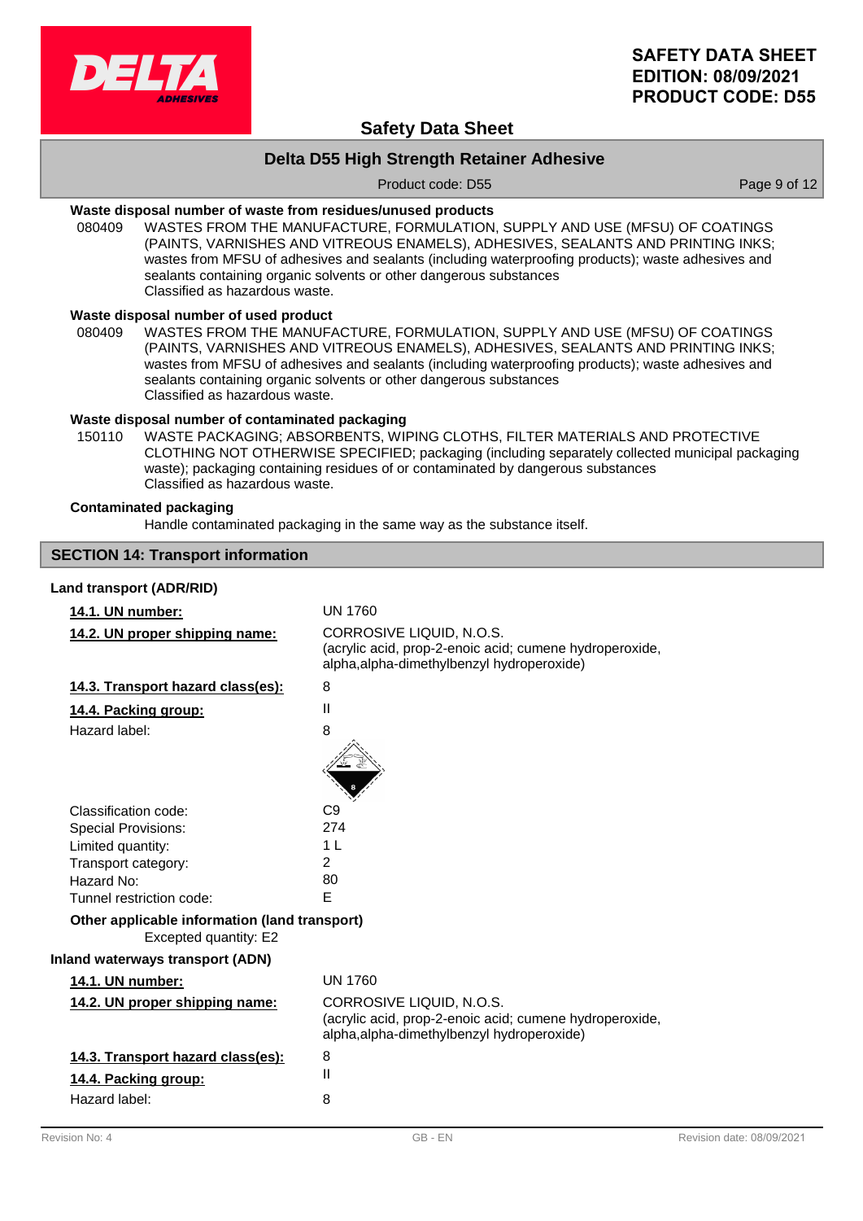**Waste disposal number of waste from residues/unused products**

080409 WASTES FROM THE MANUFACTURE, FORMULATION, SUPPLY AND USE (MFSU) OF COATINGS (PAINTS, VARNISHES AND VITREOUS ENAMELS), ADHESIVES, SEALANTS AND PRINTING INKS; wastes from MFSU of adhesives and sealants (including waterproofing products); waste adhesives and sealants containing organic solvents or other dangerous substances
Classified as hazardous waste.

**Waste disposal number of used product**

080409 WASTES FROM THE MANUFACTURE, FORMULATION, SUPPLY AND USE (MFSU) OF COATINGS (PAINTS, VARNISHES AND VITREOUS ENAMELS), ADHESIVES, SEALANTS AND PRINTING INKS; wastes from MFSU of adhesives and sealants (including waterproofing products); waste adhesives and sealants containing organic solvents or other dangerous substances
Classified as hazardous waste.

**Waste disposal number of contaminated packaging**

150110 WASTE PACKAGING; ABSORBENTS, WIPING CLOTHS, FILTER MATERIALS AND PROTECTIVE CLOTHING NOT OTHERWISE SPECIFIED; packaging (including separately collected municipal packaging waste); packaging containing residues of or contaminated by dangerous substances
Classified as hazardous waste.

**Contaminated packaging**

Handle contaminated packaging in the same way as the substance itself.

## SECTION 14: Transport information

**Land transport (ADR/RID)**

| | |
|---|---|
| **14.1. UN number:** | UN 1760 |
| **14.2. UN proper shipping name:** | CORROSIVE LIQUID, N.O.S. (acrylic acid, prop-2-enoic acid; cumene hydroperoxide, alpha,alpha-dimethylbenzyl hydroperoxide) |
| **14.3. Transport hazard class(es):** | 8 |
| **14.4. Packing group:** | II |
| Hazard label: | 8 |
| Classification code: | C9 |
| Special Provisions: | 274 |
| Limited quantity: | 1 L |
| Transport category: | 2 |
| Hazard No: | 80 |
| Tunnel restriction code: | E |

**Other applicable information (land transport)**

Excepted quantity: E2

**Inland waterways transport (ADN)**

| | |
|---|---|
| **14.1. UN number:** | UN 1760 |
| **14.2. UN proper shipping name:** | CORROSIVE LIQUID, N.O.S. (acrylic acid, prop-2-enoic acid; cumene hydroperoxide, alpha,alpha-dimethylbenzyl hydroperoxide) |
| **14.3. Transport hazard class(es):** | 8 |
| **14.4. Packing group:** | II |
| Hazard label: | 8 |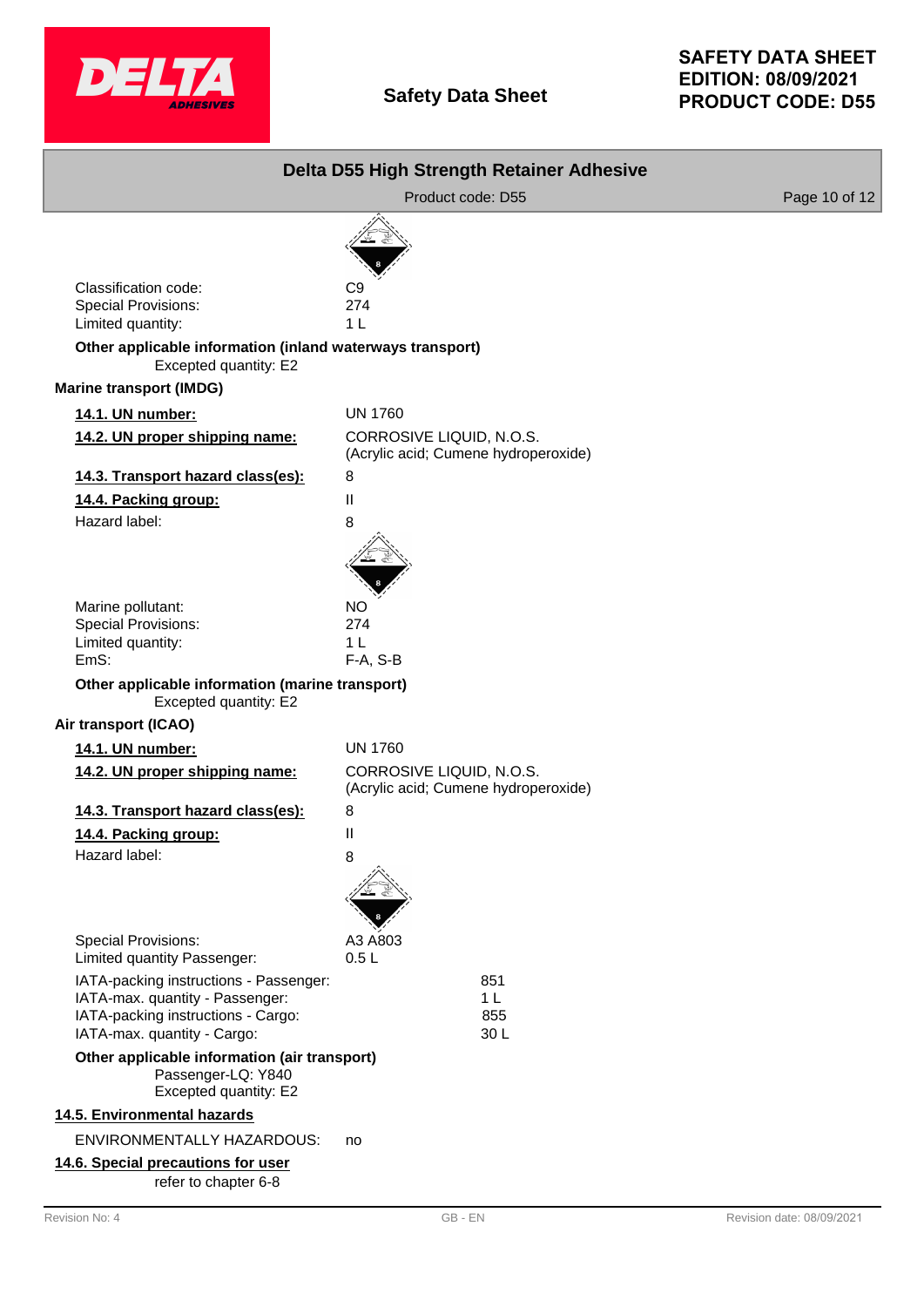Classification code: C9
Special Provisions: 274
Limited quantity: 1 L

**Other applicable information (inland waterways transport)**

Excepted quantity: E2

**Marine transport (IMDG)**

**14.1. UN number:** UN 1760

**14.2. UN proper shipping name:** CORROSIVE LIQUID, N.O.S. (Acrylic acid; Cumene hydroperoxide)

**14.3. Transport hazard class(es):** 8

**14.4. Packing group:** II

Hazard label: 8

Marine pollutant: NO
Special Provisions: 274
Limited quantity: 1 L
EmS: F-A, S-B

**Other applicable information (marine transport)**

Excepted quantity: E2

**Air transport (ICAO)**

**14.1. UN number:** UN 1760

**14.2. UN proper shipping name:** CORROSIVE LIQUID, N.O.S. (Acrylic acid; Cumene hydroperoxide)

**14.3. Transport hazard class(es):** 8

**14.4. Packing group:** II

Hazard label: 8

Special Provisions: A3 A803
Limited quantity Passenger: 0.5 L

IATA-packing instructions - Passenger: 851
IATA-max. quantity - Passenger: 1 L
IATA-packing instructions - Cargo: 855
IATA-max. quantity - Cargo: 30 L

**Other applicable information (air transport)**

Passenger-LQ: Y840
Excepted quantity: E2

## 14.5. Environmental hazards

ENVIRONMENTALLY HAZARDOUS: no

## 14.6. Special precautions for user

refer to chapter 6-8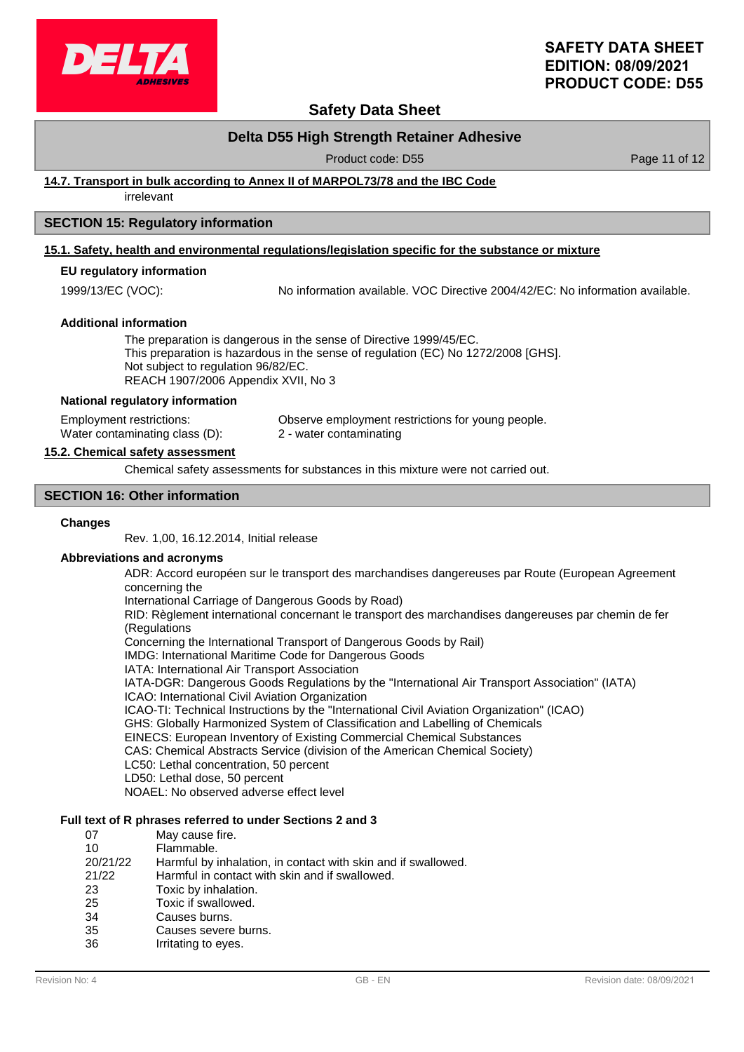#### 14.7. Transport in bulk according to Annex II of MARPOL73/78 and the IBC Code

irrelevant

## SECTION 15: Regulatory information

#### 15.1. Safety, health and environmental regulations/legislation specific for the substance or mixture

**EU regulatory information**

1999/13/EC (VOC): No information available. VOC Directive 2004/42/EC: No information available.

**Additional information**

The preparation is dangerous in the sense of Directive 1999/45/EC.
This preparation is hazardous in the sense of regulation (EC) No 1272/2008 [GHS].
Not subject to regulation 96/82/EC.
REACH 1907/2006 Appendix XVII, No 3

**National regulatory information**

Employment restrictions: Observe employment restrictions for young people.
Water contaminating class (D): 2 - water contaminating

#### 15.2. Chemical safety assessment

Chemical safety assessments for substances in this mixture were not carried out.

## SECTION 16: Other information

**Changes**

Rev. 1,00, 16.12.2014, Initial release

**Abbreviations and acronyms**

ADR: Accord européen sur le transport des marchandises dangereuses par Route (European Agreement concerning the
International Carriage of Dangerous Goods by Road)
RID: Règlement international concernant le transport des marchandises dangereuses par chemin de fer (Regulations
Concerning the International Transport of Dangerous Goods by Rail)
IMDG: International Maritime Code for Dangerous Goods
IATA: International Air Transport Association
IATA-DGR: Dangerous Goods Regulations by the "International Air Transport Association" (IATA)
ICAO: International Civil Aviation Organization
ICAO-TI: Technical Instructions by the "International Civil Aviation Organization" (ICAO)
GHS: Globally Harmonized System of Classification and Labelling of Chemicals
EINECS: European Inventory of Existing Commercial Chemical Substances
CAS: Chemical Abstracts Service (division of the American Chemical Society)
LC50: Lethal concentration, 50 percent
LD50: Lethal dose, 50 percent
NOAEL: No observed adverse effect level

**Full text of R phrases referred to under Sections 2 and 3**

| | |
|---|---|
| 07 | May cause fire. |
| 10 | Flammable. |
| 20/21/22 | Harmful by inhalation, in contact with skin and if swallowed. |
| 21/22 | Harmful in contact with skin and if swallowed. |
| 23 | Toxic by inhalation. |
| 25 | Toxic if swallowed. |
| 34 | Causes burns. |
| 35 | Causes severe burns. |
| 36 | Irritating to eyes. |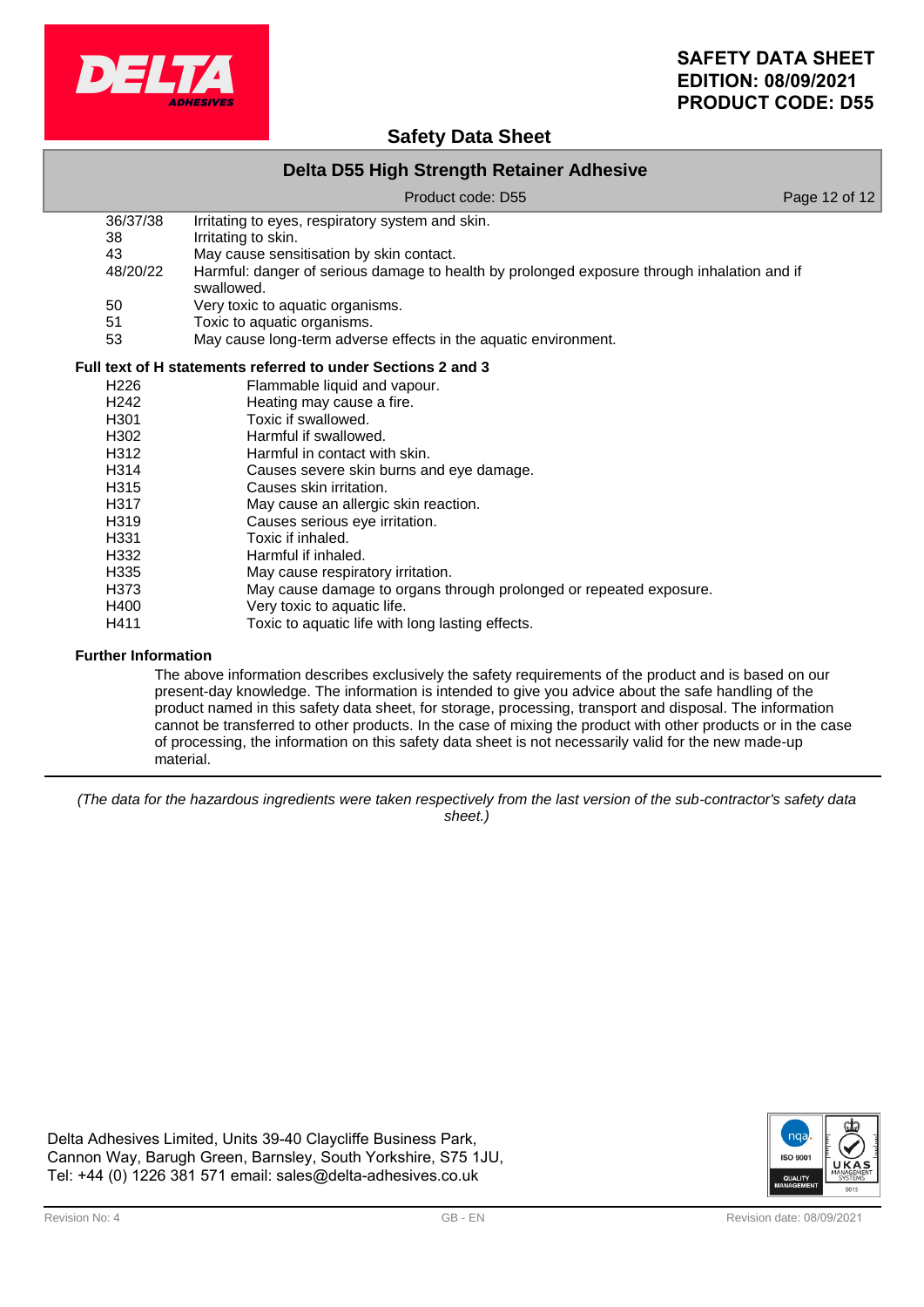| | |
|---|---|
| 36/37/38 | Irritating to eyes, respiratory system and skin. |
| 38 | Irritating to skin. |
| 43 | May cause sensitisation by skin contact. |
| 48/20/22 | Harmful: danger of serious damage to health by prolonged exposure through inhalation and if swallowed. |
| 50 | Very toxic to aquatic organisms. |
| 51 | Toxic to aquatic organisms. |
| 53 | May cause long-term adverse effects in the aquatic environment. |

**Full text of H statements referred to under Sections 2 and 3**

| | |
|---|---|
| H226 | Flammable liquid and vapour. |
| H242 | Heating may cause a fire. |
| H301 | Toxic if swallowed. |
| H302 | Harmful if swallowed. |
| H312 | Harmful in contact with skin. |
| H314 | Causes severe skin burns and eye damage. |
| H315 | Causes skin irritation. |
| H317 | May cause an allergic skin reaction. |
| H319 | Causes serious eye irritation. |
| H331 | Toxic if inhaled. |
| H332 | Harmful if inhaled. |
| H335 | May cause respiratory irritation. |
| H373 | May cause damage to organs through prolonged or repeated exposure. |
| H400 | Very toxic to aquatic life. |
| H411 | Toxic to aquatic life with long lasting effects. |

**Further Information**

The above information describes exclusively the safety requirements of the product and is based on our present-day knowledge. The information is intended to give you advice about the safe handling of the product named in this safety data sheet, for storage, processing, transport and disposal. The information cannot be transferred to other products. In the case of mixing the product with other products or in the case of processing, the information on this safety data sheet is not necessarily valid for the new made-up material.

*(The data for the hazardous ingredients were taken respectively from the last version of the sub-contractor's safety data sheet.)*

Delta Adhesives Limited, Units 39-40 Claycliffe Business Park, Cannon Way, Barugh Green, Barnsley, South Yorkshire, S75 1JU, Tel: +44 (0) 1226 381 571 email: sales@delta-adhesives.co.uk